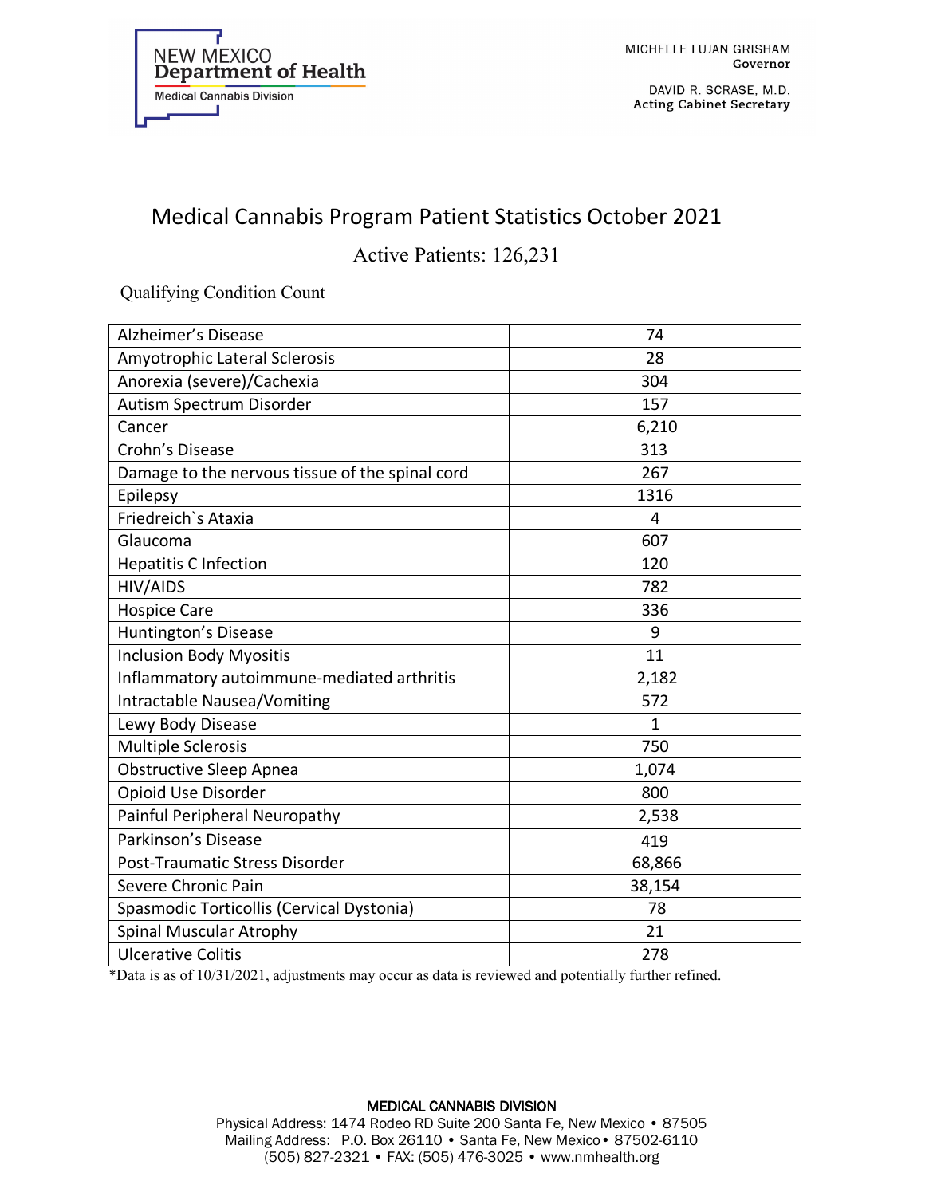NEW MEXICO
**Department of Health**
Medical Cannabis Division

MICHELLE LUJAN GRISHAM
**Governor**

DAVID R. SCRASE, M.D.
**Acting Cabinet Secretary**

# Medical Cannabis Program Patient Statistics October 2021

## Active Patients: 126,231

Qualifying Condition Count

| | |
|---|---|
| Alzheimer's Disease | 74 |
| Amyotrophic Lateral Sclerosis | 28 |
| Anorexia (severe)/Cachexia | 304 |
| Autism Spectrum Disorder | 157 |
| Cancer | 6,210 |
| Crohn's Disease | 313 |
| Damage to the nervous tissue of the spinal cord | 267 |
| Epilepsy | 1316 |
| Friedreich`s Ataxia | 4 |
| Glaucoma | 607 |
| Hepatitis C Infection | 120 |
| HIV/AIDS | 782 |
| Hospice Care | 336 |
| Huntington's Disease | 9 |
| Inclusion Body Myositis | 11 |
| Inflammatory autoimmune-mediated arthritis | 2,182 |
| Intractable Nausea/Vomiting | 572 |
| Lewy Body Disease | 1 |
| Multiple Sclerosis | 750 |
| Obstructive Sleep Apnea | 1,074 |
| Opioid Use Disorder | 800 |
| Painful Peripheral Neuropathy | 2,538 |
| Parkinson's Disease | 419 |
| Post-Traumatic Stress Disorder | 68,866 |
| Severe Chronic Pain | 38,154 |
| Spasmodic Torticollis (Cervical Dystonia) | 78 |
| Spinal Muscular Atrophy | 21 |
| Ulcerative Colitis | 278 |

*Data is as of 10/31/2021, adjustments may occur as data is reviewed and potentially further refined.

MEDICAL CANNABIS DIVISION
Physical Address: 1474 Rodeo RD Suite 200 Santa Fe, New Mexico • 87505
Mailing Address: P.O. Box 26110 • Santa Fe, New Mexico • 87502-6110
(505) 827-2321 • FAX: (505) 476-3025 • www.nmhealth.org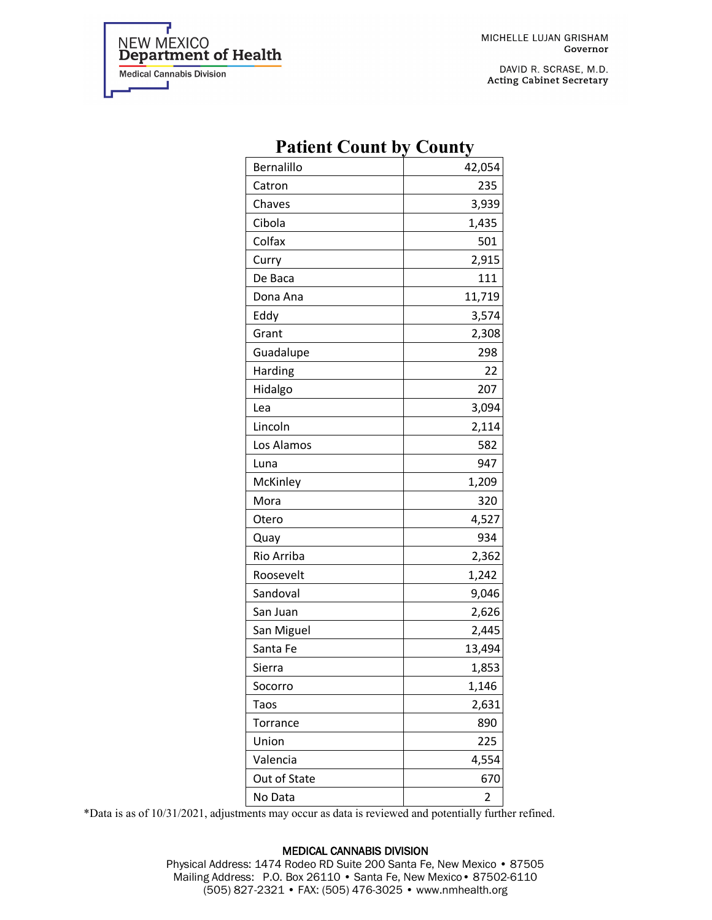NEW MEXICO
**Department of Health**
Medical Cannabis Division

MICHELLE LUJAN GRISHAM
**Governor**

DAVID R. SCRASE, M.D.
**Acting Cabinet Secretary**

## Patient Count by County

| | |
|---|---|
| Bernalillo | 42,054 |
| Catron | 235 |
| Chaves | 3,939 |
| Cibola | 1,435 |
| Colfax | 501 |
| Curry | 2,915 |
| De Baca | 111 |
| Dona Ana | 11,719 |
| Eddy | 3,574 |
| Grant | 2,308 |
| Guadalupe | 298 |
| Harding | 22 |
| Hidalgo | 207 |
| Lea | 3,094 |
| Lincoln | 2,114 |
| Los Alamos | 582 |
| Luna | 947 |
| McKinley | 1,209 |
| Mora | 320 |
| Otero | 4,527 |
| Quay | 934 |
| Rio Arriba | 2,362 |
| Roosevelt | 1,242 |
| Sandoval | 9,046 |
| San Juan | 2,626 |
| San Miguel | 2,445 |
| Santa Fe | 13,494 |
| Sierra | 1,853 |
| Socorro | 1,146 |
| Taos | 2,631 |
| Torrance | 890 |
| Union | 225 |
| Valencia | 4,554 |
| Out of State | 670 |
| No Data | 2 |

*Data is as of 10/31/2021, adjustments may occur as data is reviewed and potentially further refined.

MEDICAL CANNABIS DIVISION
Physical Address: 1474 Rodeo RD Suite 200 Santa Fe, New Mexico • 87505
Mailing Address: P.O. Box 26110 • Santa Fe, New Mexico • 87502-6110
(505) 827-2321 • FAX: (505) 476-3025 • www.nmhealth.org